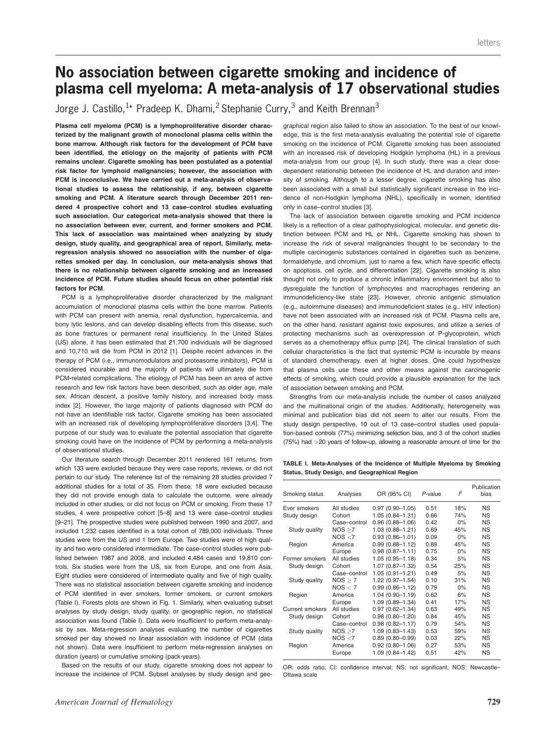# No association between cigarette smoking and incidence of plasma cell myeloma: A meta-analysis of 17 observational studies

Jorge J. Castillo,[1*] Pradeep K. Dhami,[2] Stephanie Curry,[3] and Keith Brennan[3]

**Plasma cell myeloma (PCM) is a lymphoproliferative disorder characterized by the malignant growth of monoclonal plasma cells within the bone marrow. Although risk factors for the development of PCM have been identified, the etiology on the majority of patients with PCM remains unclear. Cigarette smoking has been postulated as a potential risk factor for lymphoid malignancies; however, the association with PCM is inconclusive. We have carried out a meta-analysis of observational studies to assess the relationship, if any, between cigarette smoking and PCM. A literature search through December 2011 rendered 4 prospective cohort and 13 case–control studies evaluating such association. Our categorical meta-analysis showed that there is no association between ever, current, and former smokers and PCM. This lack of association was maintained when analyzing by study design, study quality, and geographical area of report. Similarly, meta-regression analysis showed no association with the number of cigarettes smoked per day. In conclusion, our meta-analysis shows that there is no relationship between cigarette smoking and an increased incidence of PCM. Future studies should focus on other potential risk factors for PCM.**

PCM is a lymphoproliferative disorder characterized by the malignant accumulation of monoclonal plasma cells within the bone marrow. Patients with PCM can present with anemia, renal dysfunction, hypercalcemia, and bony lytic lesions, and can develop disabling effects from this disease, such as bone fractures or permanent renal insufficiency. In the United States (US) alone, it has been estimated that 21,700 individuals will be diagnosed and 10,710 will die from PCM in 2012 [1]. Despite recent advances in the therapy of PCM (i.e., immunomodulators and proteasome inhibitors), PCM is considered incurable and the majority of patients will ultimately die from PCM-related complications. The etiology of PCM has been an area of active research and few risk factors have been described, such as older age, male sex, African descent, a positive family history, and increased body mass index [2]. However, the large majority of patients diagnosed with PCM do not have an identifiable risk factor. Cigarette smoking has been associated with an increased risk of developing lymphoproliferative disorders [3,4]. The purpose of our study was to evaluate the potential association that cigarette smoking could have on the incidence of PCM by performing a meta-analysis of observational studies.

Our literature search through December 2011 rendered 161 returns, from which 133 were excluded because they were case reports, reviews, or did not pertain to our study. The reference list of the remaining 28 studies provided 7 additional studies for a total of 35. From these, 18 were excluded because they did not provide enough data to calculate the outcome, were already included in other studies, or did not focus on PCM or smoking. From these 17 studies, 4 were prospective cohort [5–8] and 13 were case–control studies [9–21]. The prospective studies were published between 1990 and 2007, and included 1,232 cases identified in a total cohort of 789,000 individuals. Three studies were from the US and 1 from Europe. Two studies were of high quality and two were considered intermediate. The case–control studies were published between 1987 and 2008, and included 4,484 cases and 19,810 controls. Six studies were from the US, six from Europe, and one from Asia. Eight studies were considered of intermediate quality and five of high quality. There was no statistical association between cigarette smoking and incidence of PCM identified in ever smokers, former smokers, or current smokers (Table I). Forests plots are shown in Fig. 1. Similarly, when evaluating subset analyses by study design, study quality, or geographic region, no statistical association was found (Table I). Data were insufficient to perform meta-analysis by sex. Meta-regression analyses evaluating the number of cigarettes smoked per day showed no linear association with incidence of PCM (data not shown). Data were insufficient to perform meta-regression analyses on duration (years) or cumulative smoking (pack-years).

Based on the results of our study, cigarette smoking does not appear to increase the incidence of PCM. Subset analyses by study design and geographical region also failed to show an association. To the best of our knowledge, this is the first meta-analysis evaluating the potential role of cigarette smoking on the incidence of PCM. Cigarette smoking has been associated with an increased risk of developing Hodgkin lymphoma (HL) in a previous meta-analysis from our group [4]. In such study, there was a clear dose-dependent relationship between the incidence of HL and duration and intensity of smoking. Although to a lesser degree, cigarette smoking has also been associated with a small but statistically significant increase in the incidence of non-Hodgkin lymphoma (NHL), specifically in women, identified only in case–control studies [3].

The lack of association between cigarette smoking and PCM incidence likely is a reflection of a clear pathophysiological, molecular, and genetic distinction between PCM and HL or NHL. Cigarette smoking has shown to increase the risk of several malignancies thought to be secondary to the multiple carcinogenic substances contained in cigarettes such as benzene, formaldehyde, and chromium, just to name a few, which have specific effects on apoptosis, cell cycle, and differentiation [22]. Cigarette smoking is also thought not only to produce a chronic inflammatory environment but also to dysregulate the function of lymphocytes and macrophages rendering an immunodeficiency-like state [23]. However, chronic antigenic stimulation (e.g., autoimmune diseases) and immunodeficient states (e.g., HIV infection) have not been associated with an increased risk of PCM. Plasma cells are, on the other hand, resistant against toxic exposures, and utilize a series of protecting mechanisms such as overexpression of P-glycoprotein, which serves as a chemotherapy efflux pump [24]. The clinical translation of such cellular characteristics is the fact that systemic PCM is incurable by means of standard chemotherapy, even at higher doses. One could hypothesize that plasma cells use these and other means against the carcinogenic effects of smoking, which could provide a plausible explanation for the lack of association between smoking and PCM.

Strengths from our meta-analysis include the number of cases analyzed and the multinational origin of the studies. Additionally, heterogeneity was minimal and publication bias did not seem to alter our results. From the study design perspective, 10 out of 13 case–control studies used population-based controls (77%) minimizing selection bias, and 3 of the cohort studies (75%) had >20 years of follow-up, allowing a reasonable amount of time for the

**TABLE I. Meta-Analyses of the Incidence of Multiple Myeloma by Smoking Status, Study Design, and Geographical Region**

| Smoking status | Analyses | OR (95% CI) | P-value | $I^2$ | Publication bias |
|---|---|---|---|---|---|
| Ever smokers | All studies | 0.97 (0.90–1.05) | 0.51 | 18% | NS |
| Study design | Cohort | 1.05 (0.84–1.31) | 0.66 | 74% | NS |
| | Case–control | 0.96 (0.88–1.06) | 0.42 | 0% | NS |
| Study quality | NOS ≥7 | 1.03 (0.88–1.21) | 0.69 | 45% | NS |
| | NOS <7 | 0.93 (0.86–1.01) | 0.09 | 0% | NS |
| Region | America | 0.99 (0.88–1.12) | 0.89 | 45% | NS |
| | Europe | 0.98 (0.87–1.11) | 0.75 | 0% | NS |
| Former smokers | All studies | 1.05 (0.95–1.18) | 0.34 | 5% | NS |
| Study design | Cohort | 1.07 (0.87–1.32) | 0.54 | 25% | NS |
| | Case–control | 1.05 (0.91–1.21) | 0.49 | 5% | NS |
| Study quality | NOS ≥ 7 | 1.22 (0.97–1.54) | 0.10 | 31% | NS |
| | NOS < 7 | 0.99 (0.86–1.12) | 0.79 | 0% | NS |
| Region | America | 1.04 (0.90–1.19) | 0.62 | 6% | NS |
| | Europe | 1.09 (0.89–1.34) | 0.41 | 17% | NS |
| Current smokers | All studies | 0.97 (0.62–1.34) | 0.63 | 49% | NS |
| Study design | Cohort | 0.98 (0.80–1.20) | 0.84 | 45% | NS |
| | Case–control | 0.98 (0.82–1.17) | 0.79 | 54% | NS |
| Study quality | NOS ≥7 | 1.09 (0.83–1.43) | 0.53 | 59% | NS |
| | NOS <7 | 0.89 (0.80–0.99) | 0.03 | 22% | NS |
| Region | America | 0.92 (0.80–1.06) | 0.27 | 53% | NS |
| | Europe | 1.09 (0.84–1.42) | 0.51 | 42% | NS |

OR: odds ratio; CI: confidence interval; NS: not significant; NOS: Newcastle–Ottawa scale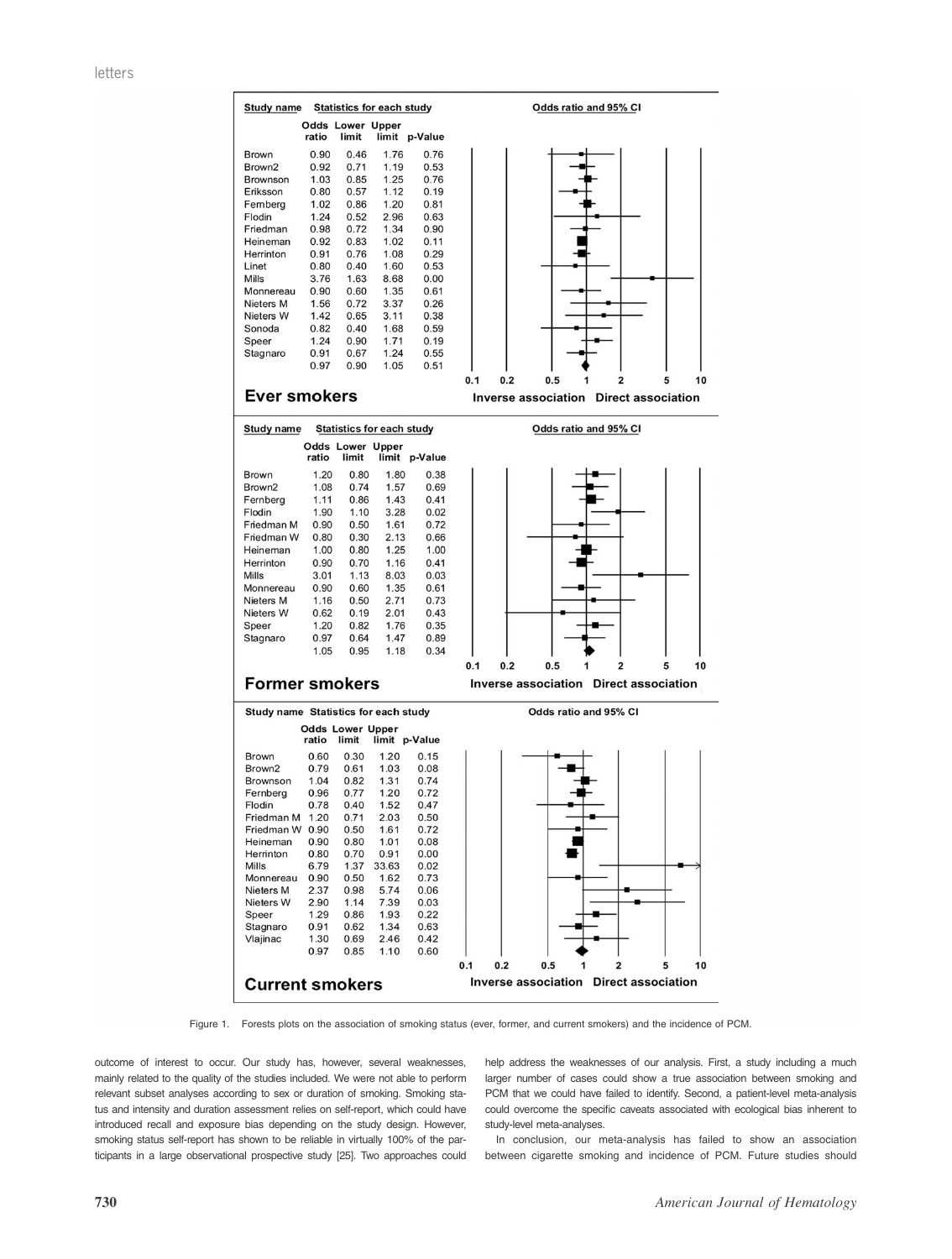Study name Statistics for each study

Odds ratio and 95% CI

Odds ratio Lower limit Upper limit p-Value

Brown 0.90 0.46 1.76 0.76
Brown2 0.92 0.71 1.19 0.53
Brownson 1.03 0.85 1.25 0.76
Eriksson 0.80 0.57 1.12 0.19
Fernberg 1.02 0.86 1.20 0.81
Flodin 1.24 0.52 2.96 0.63
Friedman 0.98 0.72 1.34 0.90
Heineman 0.92 0.83 1.02 0.11
Herrinton 0.91 0.76 1.08 0.29
Linet 0.80 0.40 1.60 0.53
Mills 3.76 1.63 8.68 0.00
Monnereau 0.90 0.60 1.35 0.61
Nieters M 1.56 0.72 3.37 0.26
Nieters W 1.42 0.65 3.11 0.38
Sonoda 0.82 0.40 1.68 0.59
Speer 1.24 0.90 1.71 0.19
Stagnaro 0.91 0.67 1.24 0.55
0.97 0.90 1.05 0.51

0.1 0.2 0.5 1 2 5 10

Inverse association Direct association

**Ever smokers**

Study name Statistics for each study

Odds ratio and 95% CI

Odds ratio Lower limit Upper limit p-Value

Brown 1.20 0.80 1.80 0.38
Brown2 1.08 0.74 1.57 0.69
Fernberg 1.11 0.86 1.43 0.41
Flodin 1.90 1.10 3.28 0.02
Friedman M 0.90 0.50 1.61 0.72
Friedman W 0.80 0.30 2.13 0.66
Heineman 1.00 0.80 1.25 1.00
Herrinton 0.90 0.70 1.16 0.41
Mills 3.01 1.13 8.03 0.03
Monnereau 0.90 0.60 1.35 0.61
Nieters M 1.16 0.50 2.71 0.73
Nieters W 0.62 0.19 2.01 0.43
Speer 1.20 0.82 1.76 0.35
Stagnaro 0.97 0.64 1.47 0.89
1.05 0.95 1.18 0.34

0.1 0.2 0.5 1 2 5 10

Inverse association Direct association

**Former smokers**

Study name Statistics for each study

Odds ratio and 95% CI

Odds ratio Lower limit Upper limit p-Value

Brown 0.60 0.30 1.20 0.15
Brown2 0.79 0.61 1.03 0.08
Brownson 1.04 0.82 1.31 0.74
Fernberg 0.96 0.77 1.20 0.72
Flodin 0.78 0.40 1.52 0.47
Friedman M 1.20 0.71 2.03 0.50
Friedman W 0.90 0.50 1.61 0.72
Heineman 0.90 0.80 1.01 0.08
Herrinton 0.80 0.70 0.91 0.00
Mills 6.79 1.37 33.63 0.02
Monnereau 0.90 0.50 1.62 0.73
Nieters M 2.37 0.98 5.74 0.06
Nieters W 2.90 1.14 7.39 0.03
Speer 1.29 0.86 1.93 0.22
Stagnaro 0.91 0.62 1.34 0.63
Vlajinac 1.30 0.69 2.46 0.42
0.97 0.85 1.10 0.60

0.1 0.2 0.5 1 2 5 10

Inverse association Direct association

**Current smokers**

Figure 1. Forests plots on the association of smoking status (ever, former, and current smokers) and the incidence of PCM.

outcome of interest to occur. Our study has, however, several weaknesses, mainly related to the quality of the studies included. We were not able to perform relevant subset analyses according to sex or duration of smoking. Smoking status and intensity and duration assessment relies on self-report, which could have introduced recall and exposure bias depending on the study design. However, smoking status self-report has shown to be reliable in virtually 100% of the participants in a large observational prospective study [25]. Two approaches could help address the weaknesses of our analysis. First, a study including a much larger number of cases could show a true association between smoking and PCM that we could have failed to identify. Second, a patient-level meta-analysis could overcome the specific caveats associated with ecological bias inherent to study-level meta-analyses.

In conclusion, our meta-analysis has failed to show an association between cigarette smoking and incidence of PCM. Future studies should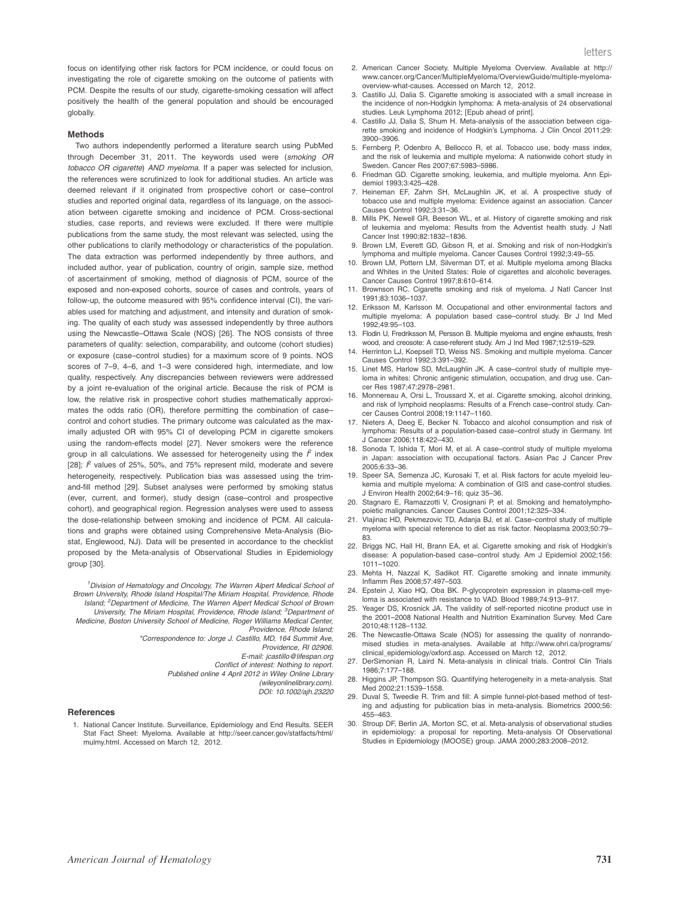focus on identifying other risk factors for PCM incidence, or could focus on investigating the role of cigarette smoking on the outcome of patients with PCM. Despite the results of our study, cigarette-smoking cessation will affect positively the health of the general population and should be encouraged globally.

## Methods

Two authors independently performed a literature search using PubMed through December 31, 2011. The keywords used were (*smoking OR tobacco OR cigarette*) *AND myeloma*. If a paper was selected for inclusion, the references were scrutinized to look for additional studies. An article was deemed relevant if it originated from prospective cohort or case–control studies and reported original data, regardless of its language, on the association between cigarette smoking and incidence of PCM. Cross-sectional studies, case reports, and reviews were excluded. If there were multiple publications from the same study, the most relevant was selected, using the other publications to clarify methodology or characteristics of the population. The data extraction was performed independently by three authors, and included author, year of publication, country of origin, sample size, method of ascertainment of smoking, method of diagnosis of PCM, source of the exposed and non-exposed cohorts, source of cases and controls, years of follow-up, the outcome measured with 95% confidence interval (CI), the variables used for matching and adjustment, and intensity and duration of smoking. The quality of each study was assessed independently by three authors using the Newcastle–Ottawa Scale (NOS) [26]. The NOS consists of three parameters of quality: selection, comparability, and outcome (cohort studies) or exposure (case–control studies) for a maximum score of 9 points. NOS scores of 7–9, 4–6, and 1–3 were considered high, intermediate, and low quality, respectively. Any discrepancies between reviewers were addressed by a joint re-evaluation of the original article. Because the risk of PCM is low, the relative risk in prospective cohort studies mathematically approximates the odds ratio (OR), therefore permitting the combination of case–control and cohort studies. The primary outcome was calculated as the maximally adjusted OR with 95% CI of developing PCM in cigarette smokers using the random-effects model [27]. Never smokers were the reference group in all calculations. We assessed for heterogeneity using the $I^2$ index [28]; $I^2$ values of 25%, 50%, and 75% represent mild, moderate and severe heterogeneity, respectively. Publication bias was assessed using the trim-and-fill method [29]. Subset analyses were performed by smoking status (ever, current, and former), study design (case–control and prospective cohort), and geographical region. Regression analyses were used to assess the dose-relationship between smoking and incidence of PCM. All calculations and graphs were obtained using Comprehensive Meta-Analysis (Biostat, Englewood, NJ). Data will be presented in accordance to the checklist proposed by the Meta-analysis of Observational Studies in Epidemiology group [30].

*[1]Division of Hematology and Oncology, The Warren Alpert Medical School of Brown University, Rhode Island Hospital/The Miriam Hospital, Providence, Rhode Island; [2]Department of Medicine, The Warren Alpert Medical School of Brown University, The Miriam Hospital, Providence, Rhode Island; [3]Department of Medicine, Boston University School of Medicine, Roger Williams Medical Center, Providence, Rhode Island;*
*\*Correspondence to: Jorge J. Castillo, MD, 164 Summit Ave, Providence, RI 02906.*
*E-mail: jcastillo@lifespan.org*
*Conflict of interest: Nothing to report.*
*Published online 4 April 2012 in Wiley Online Library (wileyonlinelibrary.com).*
*DOI: 10.1002/ajh.23220*

## References

1. National Cancer Institute. Surveillance, Epidemiology and End Results. SEER Stat Fact Sheet: Myeloma. Available at http://seer.cancer.gov/statfacts/html/mulmy.html. Accessed on March 12, 2012.
2. American Cancer Society. Multiple Myeloma Overview. Available at http://www.cancer.org/Cancer/MultipleMyeloma/OverviewGuide/multiple-myeloma-overview-what-causes. Accessed on March 12, 2012.
3. Castillo JJ, Dalia S. Cigarette smoking is associated with a small increase in the incidence of non-Hodgkin lymphoma: A meta-analysis of 24 observational studies. Leuk Lymphoma 2012; [Epub ahead of print].
4. Castillo JJ, Dalia S, Shum H. Meta-analysis of the association between cigarette smoking and incidence of Hodgkin's Lymphoma. J Clin Oncol 2011;29: 3900–3906.
5. Fernberg P, Odenbro A, Bellocco R, et al. Tobacco use, body mass index, and the risk of leukemia and multiple myeloma: A nationwide cohort study in Sweden. Cancer Res 2007;67:5983–5986.
6. Friedman GD. Cigarette smoking, leukemia, and multiple myeloma. Ann Epidemiol 1993;3:425–428.
7. Heineman EF, Zahm SH, McLaughlin JK, et al. A prospective study of tobacco use and multiple myeloma: Evidence against an association. Cancer Causes Control 1992;3:31–36.
8. Mills PK, Newell GR, Beeson WL, et al. History of cigarette smoking and risk of leukemia and myeloma: Results from the Adventist health study. J Natl Cancer Inst 1990;82:1832–1836.
9. Brown LM, Everett GD, Gibson R, et al. Smoking and risk of non-Hodgkin's lymphoma and multiple myeloma. Cancer Causes Control 1992;3:49–55.
10. Brown LM, Pottern LM, Silverman DT, et al. Multiple myeloma among Blacks and Whites in the United States: Role of cigarettes and alcoholic beverages. Cancer Causes Control 1997;8:610–614.
11. Brownson RC. Cigarette smoking and risk of myeloma. J Natl Cancer Inst 1991;83:1036–1037.
12. Eriksson M, Karlsson M. Occupational and other environmental factors and multiple myeloma: A population based case–control study. Br J Ind Med 1992;49:95–103.
13. Flodin U, Fredriksson M, Persson B. Multiple myeloma and engine exhausts, fresh wood, and creosote: A case-referent study. Am J Ind Med 1987;12:519–529.
14. Herrinton LJ, Koepsell TD, Weiss NS. Smoking and multiple myeloma. Cancer Causes Control 1992;3:391–392.
15. Linet MS, Harlow SD, McLaughlin JK. A case–control study of multiple myeloma in whites: Chronic antigenic stimulation, occupation, and drug use. Cancer Res 1987;47:2978–2981.
16. Monnereau A, Orsi L, Troussard X, et al. Cigarette smoking, alcohol drinking, and risk of lymphoid neoplasms: Results of a French case–control study. Cancer Causes Control 2008;19:1147–1160.
17. Nieters A, Deeg E, Becker N. Tobacco and alcohol consumption and risk of lymphoma: Results of a population-based case–control study in Germany. Int J Cancer 2006;118:422–430.
18. Sonoda T, Ishida T, Mori M, et al. A case–control study of multiple myeloma in Japan: association with occupational factors. Asian Pac J Cancer Prev 2005;6:33–36.
19. Speer SA, Semenza JC, Kurosaki T, et al. Risk factors for acute myeloid leukemia and multiple myeloma: A combination of GIS and case-control studies. J Environ Health 2002;64:9–16; quiz 35–36.
20. Stagnaro E, Ramazzotti V, Crosignani P, et al. Smoking and hematolymphopoietic malignancies. Cancer Causes Control 2001;12:325–334.
21. Vlajinac HD, Pekmezovic TD, Adanja BJ, et al. Case–control study of multiple myeloma with special reference to diet as risk factor. Neoplasma 2003;50:79–83.
22. Briggs NC, Hall HI, Brann EA, et al. Cigarette smoking and risk of Hodgkin's disease: A population-based case–control study. Am J Epidemiol 2002;156: 1011–1020.
23. Mehta H, Nazzal K, Sadikot RT. Cigarette smoking and innate immunity. Inflamm Res 2008;57:497–503.
24. Epstein J, Xiao HQ, Oba BK. P-glycoprotein expression in plasma-cell myeloma is associated with resistance to VAD. Blood 1989;74:913–917.
25. Yeager DS, Krosnick JA. The validity of self-reported nicotine product use in the 2001–2008 National Health and Nutrition Examination Survey. Med Care 2010;48:1128–1132.
26. The Newcastle-Ottawa Scale (NOS) for assessing the quality of nonrandomised studies in meta-analyses. Available at http://www.ohri.ca/programs/clinical_epidemiology/oxford.asp. Accessed on March 12, 2012.
27. DerSimonian R, Laird N. Meta-analysis in clinical trials. Control Clin Trials 1986;7:177–188.
28. Higgins JP, Thompson SG. Quantifying heterogeneity in a meta-analysis. Stat Med 2002;21:1539–1558.
29. Duval S, Tweedie R. Trim and fill: A simple funnel-plot-based method of testing and adjusting for publication bias in meta-analysis. Biometrics 2000;56: 455–463.
30. Stroup DF, Berlin JA, Morton SC, et al. Meta-analysis of observational studies in epidemiology: a proposal for reporting. Meta-analysis Of Observational Studies in Epidemiology (MOOSE) group. JAMA 2000;283:2008–2012.